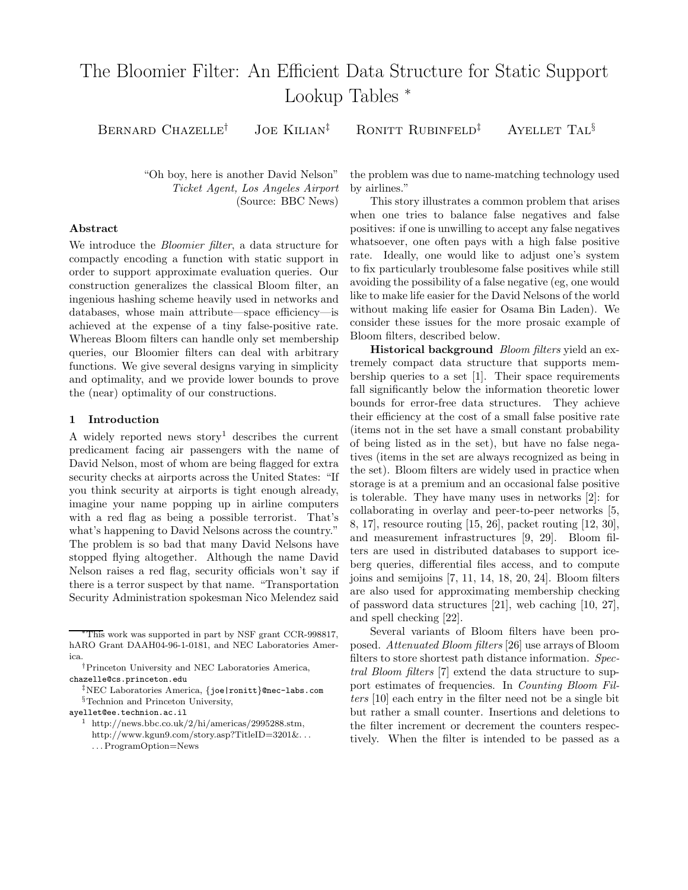# The Bloomier Filter: An Efficient Data Structure for Static Support Lookup Tables *

Bernard Chazelle[†] Joe Kilian[‡] Ronitt Rubinfeld[‡] Ayellet Tal[§]

> "Oh boy, here is another David Nelson"
> *Ticket Agent, Los Angeles Airport*
> (Source: BBC News)

### Abstract

We introduce the *Bloomier filter*, a data structure for compactly encoding a function with static support in order to support approximate evaluation queries. Our construction generalizes the classical Bloom filter, an ingenious hashing scheme heavily used in networks and databases, whose main attribute—space efficiency—is achieved at the expense of a tiny false-positive rate. Whereas Bloom filters can handle only set membership queries, our Bloomier filters can deal with arbitrary functions. We give several designs varying in simplicity and optimality, and we provide lower bounds to prove the (near) optimality of our constructions.

## 1 Introduction

A widely reported news story[1] describes the current predicament facing air passengers with the name of David Nelson, most of whom are being flagged for extra security checks at airports across the United States: "If you think security at airports is tight enough already, imagine your name popping up in airline computers with a red flag as being a possible terrorist. That's what's happening to David Nelsons across the country." The problem is so bad that many David Nelsons have stopped flying altogether. Although the name David Nelson raises a red flag, security officials won't say if there is a terror suspect by that name. "Transportation Security Administration spokesman Nico Melendez said the problem was due to name-matching technology used by airlines."

This story illustrates a common problem that arises when one tries to balance false negatives and false positives: if one is unwilling to accept any false negatives whatsoever, one often pays with a high false positive rate. Ideally, one would like to adjust one's system to fix particularly troublesome false positives while still avoiding the possibility of a false negative (eg, one would like to make life easier for the David Nelsons of the world without making life easier for Osama Bin Laden). We consider these issues for the more prosaic example of Bloom filters, described below.

**Historical background** *Bloom filters* yield an extremely compact data structure that supports membership queries to a set [1]. Their space requirements fall significantly below the information theoretic lower bounds for error-free data structures. They achieve their efficiency at the cost of a small false positive rate (items not in the set have a small constant probability of being listed as in the set), but have no false negatives (items in the set are always recognized as being in the set). Bloom filters are widely used in practice when storage is at a premium and an occasional false positive is tolerable. They have many uses in networks [2]: for collaborating in overlay and peer-to-peer networks [5, 8, 17], resource routing [15, 26], packet routing [12, 30], and measurement infrastructures [9, 29]. Bloom filters are used in distributed databases to support iceberg queries, differential files access, and to compute joins and semijoins [7, 11, 14, 18, 20, 24]. Bloom filters are also used for approximating membership checking of password data structures [21], web caching [10, 27], and spell checking [22].

Several variants of Bloom filters have been proposed. *Attenuated Bloom filters* [26] use arrays of Bloom filters to store shortest path distance information. *Spectral Bloom filters* [7] extend the data structure to support estimates of frequencies. In *Counting Bloom Filters* [10] each entry in the filter need not be a single bit but rather a small counter. Insertions and deletions to the filter increment or decrement the counters respectively. When the filter is intended to be passed as a

---

*This work was supported in part by NSF grant CCR-998817, hARO Grant DAAH04-96-1-0181, and NEC Laboratories America.

[†]Princeton University and NEC Laboratories America, chazelle@cs.princeton.edu

[‡]NEC Laboratories America, {joe|ronitt}@nec-labs.com

[§]Technion and Princeton University, ayellet@ee.technion.ac.il

[1] http://news.bbc.co.uk/2/hi/americas/2995288.stm, http://www.kgun9.com/story.asp?TitleID=3201&... ...ProgramOption=News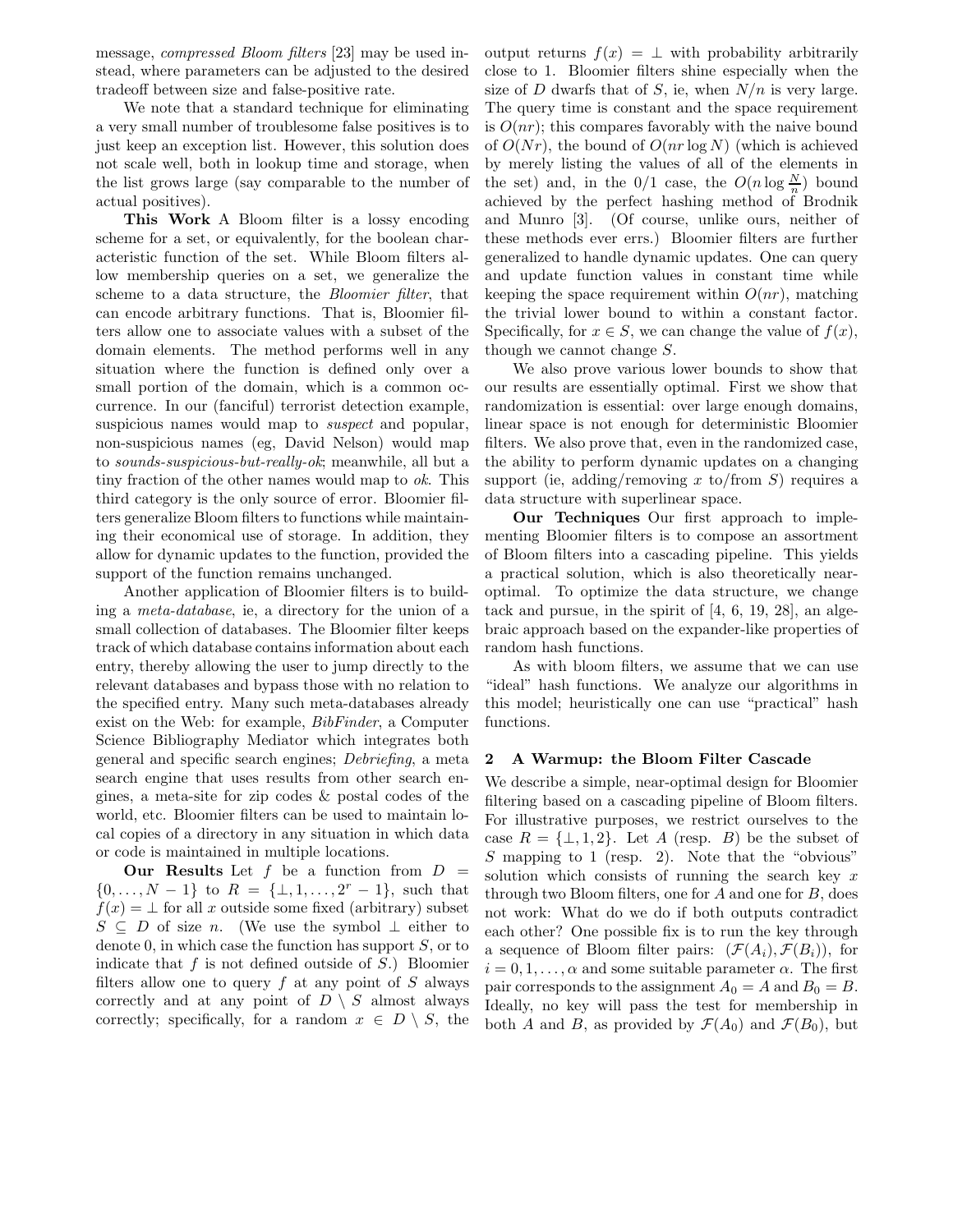message, *compressed Bloom filters* [23] may be used instead, where parameters can be adjusted to the desired tradeoff between size and false-positive rate.

We note that a standard technique for eliminating a very small number of troublesome false positives is to just keep an exception list. However, this solution does not scale well, both in lookup time and storage, when the list grows large (say comparable to the number of actual positives).

**This Work** A Bloom filter is a lossy encoding scheme for a set, or equivalently, for the boolean characteristic function of the set. While Bloom filters allow membership queries on a set, we generalize the scheme to a data structure, the *Bloomier filter*, that can encode arbitrary functions. That is, Bloomier filters allow one to associate values with a subset of the domain elements. The method performs well in any situation where the function is defined only over a small portion of the domain, which is a common occurrence. In our (fanciful) terrorist detection example, suspicious names would map to *suspect* and popular, non-suspicious names (eg, David Nelson) would map to *sounds-suspicious-but-really-ok*; meanwhile, all but a tiny fraction of the other names would map to *ok*. This third category is the only source of error. Bloomier filters generalize Bloom filters to functions while maintaining their economical use of storage. In addition, they allow for dynamic updates to the function, provided the support of the function remains unchanged.

Another application of Bloomier filters is to building a *meta-database*, ie, a directory for the union of a small collection of databases. The Bloomier filter keeps track of which database contains information about each entry, thereby allowing the user to jump directly to the relevant databases and bypass those with no relation to the specified entry. Many such meta-databases already exist on the Web: for example, *BibFinder*, a Computer Science Bibliography Mediator which integrates both general and specific search engines; *Debriefing*, a meta search engine that uses results from other search engines, a meta-site for zip codes & postal codes of the world, etc. Bloomier filters can be used to maintain local copies of a directory in any situation in which data or code is maintained in multiple locations.

**Our Results** Let $f$ be a function from $D = \{0, \ldots, N-1\}$ to $R = \{\perp, 1, \ldots, 2^r - 1\}$, such that $f(x) = \perp$ for all $x$ outside some fixed (arbitrary) subset $S \subseteq D$ of size $n$. (We use the symbol $\perp$ either to denote 0, in which case the function has support $S$, or to indicate that $f$ is not defined outside of $S$.) Bloomier filters allow one to query $f$ at any point of $S$ always correctly and at any point of $D \setminus S$ almost always correctly; specifically, for a random $x \in D \setminus S$, the output returns $f(x) = \perp$ with probability arbitrarily close to 1. Bloomier filters shine especially when the size of $D$ dwarfs that of $S$, ie, when $N/n$ is very large. The query time is constant and the space requirement is $O(nr)$; this compares favorably with the naive bound of $O(Nr)$, the bound of $O(nr \log N)$ (which is achieved by merely listing the values of all of the elements in the set) and, in the 0/1 case, the $O(n \log \frac{N}{n})$ bound achieved by the perfect hashing method of Brodnik and Munro [3]. (Of course, unlike ours, neither of these methods ever errs.) Bloomier filters are further generalized to handle dynamic updates. One can query and update function values in constant time while keeping the space requirement within $O(nr)$, matching the trivial lower bound to within a constant factor. Specifically, for $x \in S$, we can change the value of $f(x)$, though we cannot change $S$.

We also prove various lower bounds to show that our results are essentially optimal. First we show that randomization is essential: over large enough domains, linear space is not enough for deterministic Bloomier filters. We also prove that, even in the randomized case, the ability to perform dynamic updates on a changing support (ie, adding/removing $x$ to/from $S$) requires a data structure with superlinear space.

**Our Techniques** Our first approach to implementing Bloomier filters is to compose an assortment of Bloom filters into a cascading pipeline. This yields a practical solution, which is also theoretically near-optimal. To optimize the data structure, we change tack and pursue, in the spirit of [4, 6, 19, 28], an algebraic approach based on the expander-like properties of random hash functions.

As with bloom filters, we assume that we can use "ideal" hash functions. We analyze our algorithms in this model; heuristically one can use "practical" hash functions.

## 2 A Warmup: the Bloom Filter Cascade

We describe a simple, near-optimal design for Bloomier filtering based on a cascading pipeline of Bloom filters. For illustrative purposes, we restrict ourselves to the case $R = \{\perp, 1, 2\}$. Let $A$ (resp. $B$) be the subset of $S$ mapping to 1 (resp. 2). Note that the "obvious" solution which consists of running the search key $x$ through two Bloom filters, one for $A$ and one for $B$, does not work: What do we do if both outputs contradict each other? One possible fix is to run the key through a sequence of Bloom filter pairs: $(\mathcal{F}(A_i), \mathcal{F}(B_i))$, for $i = 0, 1, \ldots, \alpha$ and some suitable parameter $\alpha$. The first pair corresponds to the assignment $A_0 = A$ and $B_0 = B$. Ideally, no key will pass the test for membership in both $A$ and $B$, as provided by $\mathcal{F}(A_0)$ and $\mathcal{F}(B_0)$, but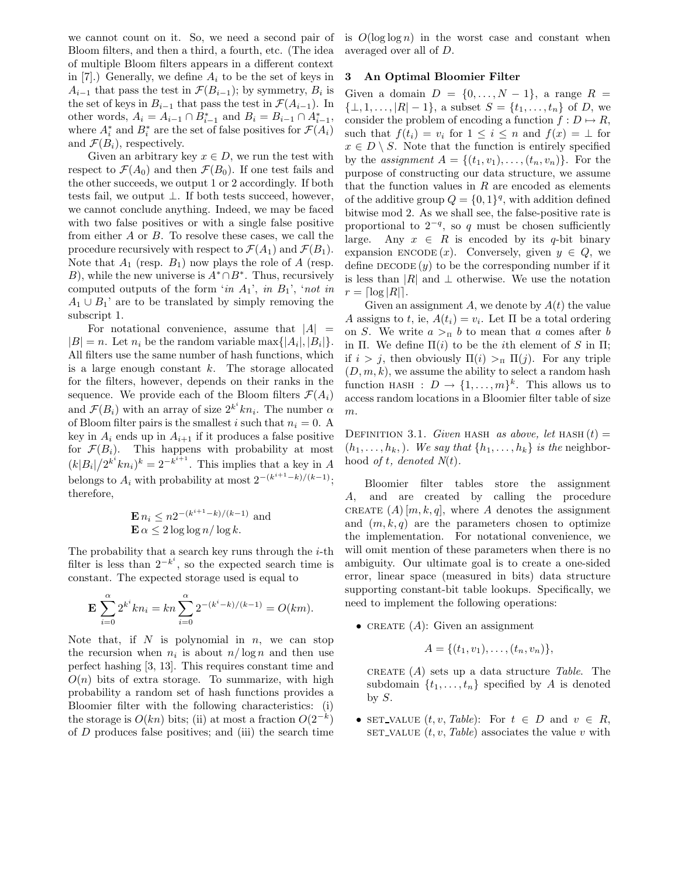we cannot count on it. So, we need a second pair of Bloom filters, and then a third, a fourth, etc. (The idea of multiple Bloom filters appears in a different context in [7].) Generally, we define $A_i$ to be the set of keys in $A_{i-1}$ that pass the test in $\mathcal{F}(B_{i-1})$; by symmetry, $B_i$ is the set of keys in $B_{i-1}$ that pass the test in $\mathcal{F}(A_{i-1})$. In other words, $A_i = A_{i-1} \cap B^*_{i-1}$ and $B_i = B_{i-1} \cap A^*_{i-1}$, where $A^*_i$ and $B^*_i$ are the set of false positives for $\mathcal{F}(A_i)$ and $\mathcal{F}(B_i)$, respectively.

Given an arbitrary key $x \in D$, we run the test with respect to $\mathcal{F}(A_0)$ and then $\mathcal{F}(B_0)$. If one test fails and the other succeeds, we output 1 or 2 accordingly. If both tests fail, we output $\perp$. If both tests succeed, however, we cannot conclude anything. Indeed, we may be faced with two false positives or with a single false positive from either $A$ or $B$. To resolve these cases, we call the procedure recursively with respect to $\mathcal{F}(A_1)$ and $\mathcal{F}(B_1)$. Note that $A_1$ (resp. $B_1$) now plays the role of $A$ (resp. $B$), while the new universe is $A^* \cap B^*$. Thus, recursively computed outputs of the form '*in* $A_1$', *in* $B_1$', '*not in* $A_1 \cup B_1$' are to be translated by simply removing the subscript 1.

For notational convenience, assume that $|A| = |B| = n$. Let $n_i$ be the random variable $\max\{|A_i|, |B_i|\}$. All filters use the same number of hash functions, which is a large enough constant $k$. The storage allocated for the filters, however, depends on their ranks in the sequence. We provide each of the Bloom filters $\mathcal{F}(A_i)$ and $\mathcal{F}(B_i)$ with an array of size $2^{k^i}kn_i$. The number $\alpha$ of Bloom filter pairs is the smallest $i$ such that $n_i = 0$. A key in $A_i$ ends up in $A_{i+1}$ if it produces a false positive for $\mathcal{F}(B_i)$. This happens with probability at most $(k|B_i|/2^{k^i}kn_i)^k = 2^{-k^{i+1}}$. This implies that a key in $A$ belongs to $A_i$ with probability at most $2^{-(k^{i+1}-k)/(k-1)}$; therefore,

$$\mathbf{E}\, n_i \leq n 2^{-(k^{i+1}-k)/(k-1)} \text{ and}$$
$$\mathbf{E}\, \alpha \leq 2 \log\log n / \log k.$$

The probability that a search key runs through the $i$-th filter is less than $2^{-k^i}$, so the expected search time is constant. The expected storage used is equal to

$$\mathbf{E} \sum_{i=0}^{\alpha} 2^{k^i} kn_i = kn \sum_{i=0}^{\alpha} 2^{-(k^i - k)/(k-1)} = O(km).$$

Note that, if $N$ is polynomial in $n$, we can stop the recursion when $n_i$ is about $n/\log n$ and then use perfect hashing [3, 13]. This requires constant time and $O(n)$ bits of extra storage. To summarize, with high probability a random set of hash functions provides a Bloomier filter with the following characteristics: (i) the storage is $O(kn)$ bits; (ii) at most a fraction $O(2^{-k})$ of $D$ produces false positives; and (iii) the search time is $O(\log\log n)$ in the worst case and constant when averaged over all of $D$.

## 3 An Optimal Bloomier Filter

Given a domain $D = \{0, \ldots, N-1\}$, a range $R = \{\perp, 1, \ldots, |R|-1\}$, a subset $S = \{t_1, \ldots, t_n\}$ of $D$, we consider the problem of encoding a function $f : D \mapsto R$, such that $f(t_i) = v_i$ for $1 \leq i \leq n$ and $f(x) = \perp$ for $x \in D \setminus S$. Note that the function is entirely specified by the *assignment* $A = \{(t_1, v_1), \ldots, (t_n, v_n)\}$. For the purpose of constructing our data structure, we assume that the function values in $R$ are encoded as elements of the additive group $Q = \{0, 1\}^q$, with addition defined bitwise mod 2. As we shall see, the false-positive rate is proportional to $2^{-q}$, so $q$ must be chosen sufficiently large. Any $x \in R$ is encoded by its $q$-bit binary expansion $\text{ENCODE}(x)$. Conversely, given $y \in Q$, we define $\text{DECODE}(y)$ to be the corresponding number if it is less than $|R|$ and $\perp$ otherwise. We use the notation $r = \lceil \log |R| \rceil$.

Given an assignment $A$, we denote by $A(t)$ the value $A$ assigns to $t$, ie, $A(t_i) = v_i$. Let $\Pi$ be a total ordering on $S$. We write $a >_\Pi b$ to mean that $a$ comes after $b$ in $\Pi$. We define $\Pi(i)$ to be the $i$th element of $S$ in $\Pi$; if $i > j$, then obviously $\Pi(i) >_\Pi \Pi(j)$. For any triple $(D, m, k)$, we assume the ability to select a random hash function $\text{HASH} : D \rightarrow \{1, \ldots, m\}^k$. This allows us to access random locations in a Bloomier filter table of size $m$.

DEFINITION 3.1. *Given* HASH *as above, let* $\text{HASH}(t) = (h_1, \ldots, h_k, )$. *We say that* $\{h_1, \ldots, h_k\}$ *is the* neighborhood *of* $t$, *denoted* $N(t)$.

Bloomier filter tables store the assignment $A$, and are created by calling the procedure $\text{CREATE}(A)[m, k, q]$, where $A$ denotes the assignment and $(m, k, q)$ are the parameters chosen to optimize the implementation. For notational convenience, we will omit mention of these parameters when there is no ambiguity. Our ultimate goal is to create a one-sided error, linear space (measured in bits) data structure supporting constant-bit table lookups. Specifically, we need to implement the following operations:

- CREATE $(A)$: Given an assignment

  $$A = \{(t_1, v_1), \ldots, (t_n, v_n)\},$$

  CREATE $(A)$ sets up a data structure *Table*. The subdomain $\{t_1, \ldots, t_n\}$ specified by $A$ is denoted by $S$.

- SET_VALUE $(t, v, \textit{Table})$: For $t \in D$ and $v \in R$, SET_VALUE $(t, v, \textit{Table})$ associates the value $v$ with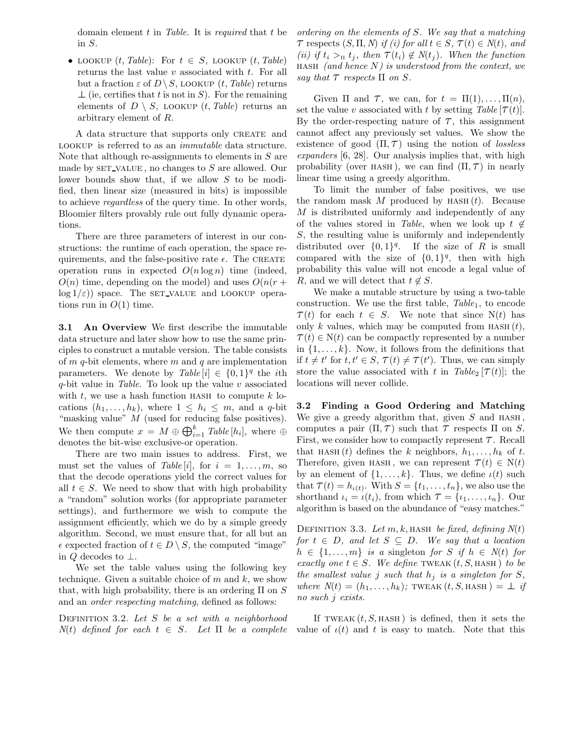domain element $t$ in *Table*. It is *required* that $t$ be in $S$.

- LOOKUP $(t, Table)$: For $t \in S$, LOOKUP $(t, Table)$ returns the last value $v$ associated with $t$. For all but a fraction $\varepsilon$ of $D \setminus S$, LOOKUP $(t, Table)$ returns $\perp$ (ie, certifies that $t$ is not in $S$). For the remaining elements of $D \setminus S$, LOOKUP $(t, Table)$ returns an arbitrary element of $R$.

A data structure that supports only CREATE and LOOKUP is referred to as an *immutable* data structure. Note that although re-assignments to elements in $S$ are made by SET_VALUE, no changes to $S$ are allowed. Our lower bounds show that, if we allow $S$ to be modified, then linear size (measured in bits) is impossible to achieve *regardless* of the query time. In other words, Bloomier filters provably rule out fully dynamic operations.

There are three parameters of interest in our constructions: the runtime of each operation, the space requirements, and the false-positive rate $\epsilon$. The CREATE operation runs in expected $O(n \log n)$ time (indeed, $O(n)$ time, depending on the model) and uses $O(n(r + \log 1/\varepsilon))$ space. The SET_VALUE and LOOKUP operations run in $O(1)$ time.

**3.1 An Overview** We first describe the immutable data structure and later show how to use the same principles to construct a mutable version. The table consists of $m$ $q$-bit elements, where $m$ and $q$ are implementation parameters. We denote by $Table[i] \in \{0,1\}^q$ the $i$th $q$-bit value in *Table*. To look up the value $v$ associated with $t$, we use a hash function HASH to compute $k$ locations $(h_1, \ldots, h_k)$, where $1 \leq h_i \leq m$, and a $q$-bit "masking value" $M$ (used for reducing false positives). We then compute $x = M \oplus \bigoplus_{i=1}^{k} Table[h_i]$, where $\oplus$ denotes the bit-wise exclusive-or operation.

There are two main issues to address. First, we must set the values of $Table[i]$, for $i = 1, \ldots, m$, so that the decode operations yield the correct values for all $t \in S$. We need to show that with high probability a "random" solution works (for appropriate parameter settings), and furthermore we wish to compute the assignment efficiently, which we do by a simple greedy algorithm. Second, we must ensure that, for all but an $\epsilon$ expected fraction of $t \in D \setminus S$, the computed "image" in $Q$ decodes to $\perp$.

We set the table values using the following key technique. Given a suitable choice of $m$ and $k$, we show that, with high probability, there is an ordering $\Pi$ on $S$ and an *order respecting matching*, defined as follows:

Definition 3.2. *Let $S$ be a set with a neighborhood $N(t)$ defined for each $t \in S$. Let $\Pi$ be a complete ordering on the elements of $S$. We say that a matching $\mathcal{T}$ respects $(S, \Pi, N)$ if (i) for all $t \in S$, $\mathcal{T}(t) \in N(t)$, and (ii) if $t_i >_\Pi t_j$, then $\mathcal{T}(t_i) \notin N(t_j)$. When the function* HASH *(and hence $N$) is understood from the context, we say that $\mathcal{T}$ respects $\Pi$ on $S$.*

Given $\Pi$ and $\mathcal{T}$, we can, for $t = \Pi(1), \ldots, \Pi(n)$, set the value $v$ associated with $t$ by setting $Table[\mathcal{T}(t)]$. By the order-respecting nature of $\mathcal{T}$, this assignment cannot affect any previously set values. We show the existence of good $(\Pi, \mathcal{T})$ using the notion of *lossless expanders* [6, 28]. Our analysis implies that, with high probability (over HASH), we can find $(\Pi, \mathcal{T})$ in nearly linear time using a greedy algorithm.

To limit the number of false positives, we use the random mask $M$ produced by HASH $(t)$. Because $M$ is distributed uniformly and independently of any of the values stored in *Table*, when we look up $t \notin S$, the resulting value is uniformly and independently distributed over $\{0,1\}^q$. If the size of $R$ is small compared with the size of $\{0,1\}^q$, then with high probability this value will not encode a legal value of $R$, and we will detect that $t \notin S$.

We make a mutable structure by using a two-table construction. We use the first table, $Table_1$, to encode $\mathcal{T}(t)$ for each $t \in S$. We note that since $\mathrm{N}(t)$ has only $k$ values, which may be computed from HASH $(t)$, $\mathcal{T}(t) \in \mathrm{N}(t)$ can be compactly represented by a number in $\{1, \ldots, k\}$. Now, it follows from the definitions that if $t \neq t'$ for $t, t' \in S$, $\mathcal{T}(t) \neq \mathcal{T}(t')$. Thus, we can simply store the value associated with $t$ in $Table_2[\mathcal{T}(t)]$; the locations will never collide.

**3.2 Finding a Good Ordering and Matching** We give a greedy algorithm that, given $S$ and HASH, computes a pair $(\Pi, \mathcal{T})$ such that $\mathcal{T}$ respects $\Pi$ on $S$. First, we consider how to compactly represent $\mathcal{T}$. Recall that HASH $(t)$ defines the $k$ neighbors, $h_1, \ldots, h_k$ of $t$. Therefore, given HASH, we can represent $\mathcal{T}(t) \in \mathrm{N}(t)$ by an element of $\{1, \ldots, k\}$. Thus, we define $\iota(t)$ such that $\mathcal{T}(t) = h_{\iota(t)}$. With $S = \{t_1, \ldots, t_n\}$, we also use the shorthand $\iota_i = \iota(t_i)$, from which $\mathcal{T} = \{\iota_1, \ldots, \iota_n\}$. Our algorithm is based on the abundance of "easy matches."

Definition 3.3. *Let $m, k,$ HASH be fixed, defining $N(t)$ for $t \in D$, and let $S \subseteq D$. We say that a location $h \in \{1, \ldots, m\}$ is a* singleton *for $S$ if $h \in N(t)$ for exactly one $t \in S$. We define* TWEAK $(t, S,$ HASH$)$ *to be the smallest value $j$ such that $h_j$ is a singleton for $S$, where $N(t) = (h_1, \ldots, h_k)$;* TWEAK $(t, S,$ HASH$) = \perp$ *if no such $j$ exists.*

If TWEAK $(t, S,$ HASH$)$ is defined, then it sets the value of $\iota(t)$ and $t$ is easy to match. Note that this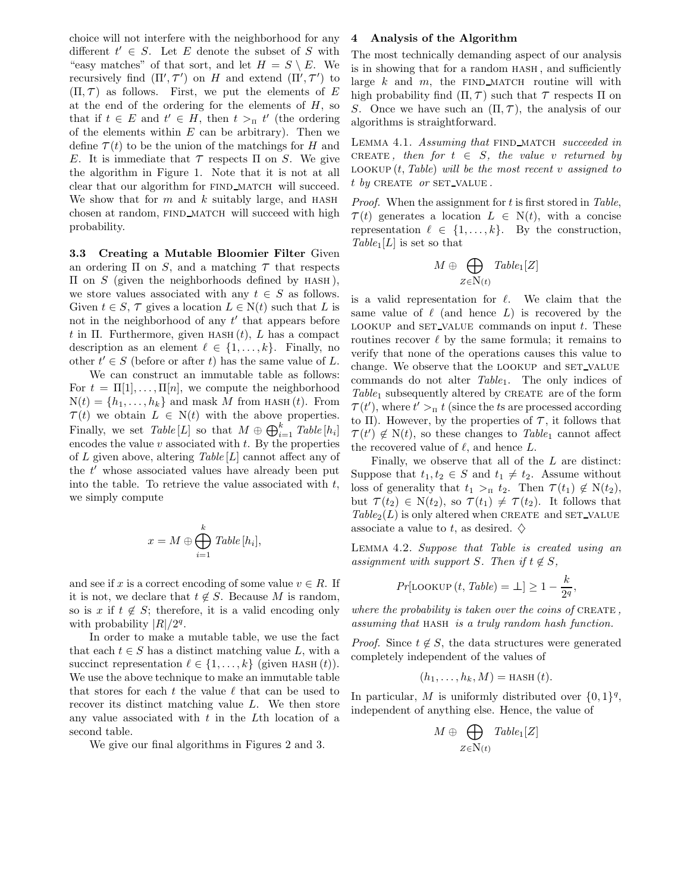choice will not interfere with the neighborhood for any different $t' \in S$. Let $E$ denote the subset of $S$ with "easy matches" of that sort, and let $H = S \setminus E$. We recursively find $(\Pi', \mathcal{T}')$ on $H$ and extend $(\Pi', \mathcal{T}')$ to $(\Pi, \mathcal{T})$ as follows. First, we put the elements of $E$ at the end of the ordering for the elements of $H$, so that if $t \in E$ and $t' \in H$, then $t >_\Pi t'$ (the ordering of the elements within $E$ can be arbitrary). Then we define $\mathcal{T}(t)$ to be the union of the matchings for $H$ and $E$. It is immediate that $\mathcal{T}$ respects $\Pi$ on $S$. We give the algorithm in Figure 1. Note that it is not at all clear that our algorithm for FIND_MATCH will succeed. We show that for $m$ and $k$ suitably large, and HASH chosen at random, FIND_MATCH will succeed with high probability.

**3.3 Creating a Mutable Bloomier Filter** Given an ordering $\Pi$ on $S$, and a matching $\mathcal{T}$ that respects $\Pi$ on $S$ (given the neighborhoods defined by HASH), we store values associated with any $t \in S$ as follows. Given $t \in S$, $\mathcal{T}$ gives a location $L \in \mathrm{N}(t)$ such that $L$ is not in the neighborhood of any $t'$ that appears before $t$ in $\Pi$. Furthermore, given HASH$(t)$, $L$ has a compact description as an element $\ell \in \{1, \ldots, k\}$. Finally, no other $t' \in S$ (before or after $t$) has the same value of $L$.

We can construct an immutable table as follows: For $t = \Pi[1], \ldots, \Pi[n]$, we compute the neighborhood $\mathrm{N}(t) = \{h_1, \ldots, h_k\}$ and mask $M$ from HASH$(t)$. From $\mathcal{T}(t)$ we obtain $L \in \mathrm{N}(t)$ with the above properties. Finally, we set $Table[L]$ so that $M \oplus \bigoplus_{i=1}^{k} Table[h_i]$ encodes the value $v$ associated with $t$. By the properties of $L$ given above, altering $Table[L]$ cannot affect any of the $t'$ whose associated values have already been put into the table. To retrieve the value associated with $t$, we simply compute

$$x = M \oplus \bigoplus_{i=1}^{k} Table[h_i],$$

and see if $x$ is a correct encoding of some value $v \in R$. If it is not, we declare that $t \notin S$. Because $M$ is random, so is $x$ if $t \notin S$; therefore, it is a valid encoding only with probability $|R|/2^q$.

In order to make a mutable table, we use the fact that each $t \in S$ has a distinct matching value $L$, with a succinct representation $\ell \in \{1, \ldots, k\}$ (given HASH$(t)$). We use the above technique to make an immutable table that stores for each $t$ the value $\ell$ that can be used to recover its distinct matching value $L$. We then store any value associated with $t$ in the $L$th location of a second table.

We give our final algorithms in Figures 2 and 3.

## 4 Analysis of the Algorithm

The most technically demanding aspect of our analysis is in showing that for a random HASH, and sufficiently large $k$ and $m$, the FIND_MATCH routine will with high probability find $(\Pi, \mathcal{T})$ such that $\mathcal{T}$ respects $\Pi$ on $S$. Once we have such an $(\Pi, \mathcal{T})$, the analysis of our algorithms is straightforward.

LEMMA 4.1. *Assuming that* FIND_MATCH *succeeded in* CREATE, *then for $t \in S$, the value $v$ returned by* LOOKUP$(t, Table)$ *will be the most recent $v$ assigned to $t$ by* CREATE *or* SET_VALUE.

*Proof.* When the assignment for $t$ is first stored in $Table$, $\mathcal{T}(t)$ generates a location $L \in \mathrm{N}(t)$, with a concise representation $\ell \in \{1, \ldots, k\}$. By the construction, $Table_1[L]$ is set so that

$$M \oplus \bigoplus_{Z \in \mathrm{N}(t)} Table_1[Z]$$

is a valid representation for $\ell$. We claim that the same value of $\ell$ (and hence $L$) is recovered by the LOOKUP and SET_VALUE commands on input $t$. These routines recover $\ell$ by the same formula; it remains to verify that none of the operations causes this value to change. We observe that the LOOKUP and SET_VALUE commands do not alter $Table_1$. The only indices of $Table_1$ subsequently altered by CREATE are of the form $\mathcal{T}(t')$, where $t' >_\Pi t$ (since the $t$s are processed according to $\Pi$). However, by the properties of $\mathcal{T}$, it follows that $\mathcal{T}(t') \notin \mathrm{N}(t)$, so these changes to $Table_1$ cannot affect the recovered value of $\ell$, and hence $L$.

Finally, we observe that all of the $L$ are distinct: Suppose that $t_1, t_2 \in S$ and $t_1 \neq t_2$. Assume without loss of generality that $t_1 >_\Pi t_2$. Then $\mathcal{T}(t_1) \notin \mathrm{N}(t_2)$, but $\mathcal{T}(t_2) \in \mathrm{N}(t_2)$, so $\mathcal{T}(t_1) \neq \mathcal{T}(t_2)$. It follows that $Table_2(L)$ is only altered when CREATE and SET_VALUE associate a value to $t$, as desired. ♢

LEMMA 4.2. *Suppose that Table is created using an assignment with support $S$. Then if $t \notin S$,*

$$Pr[\text{LOOKUP}(t, Table) = \perp] \geq 1 - \frac{k}{2^q},$$

*where the probability is taken over the coins of* CREATE, *assuming that* HASH *is a truly random hash function.*

*Proof.* Since $t \notin S$, the data structures were generated completely independent of the values of

$$(h_1, \ldots, h_k, M) = \text{HASH}(t).$$

In particular, $M$ is uniformly distributed over $\{0,1\}^q$, independent of anything else. Hence, the value of

$$M \oplus \bigoplus_{Z \in \mathrm{N}(t)} Table_1[Z]$$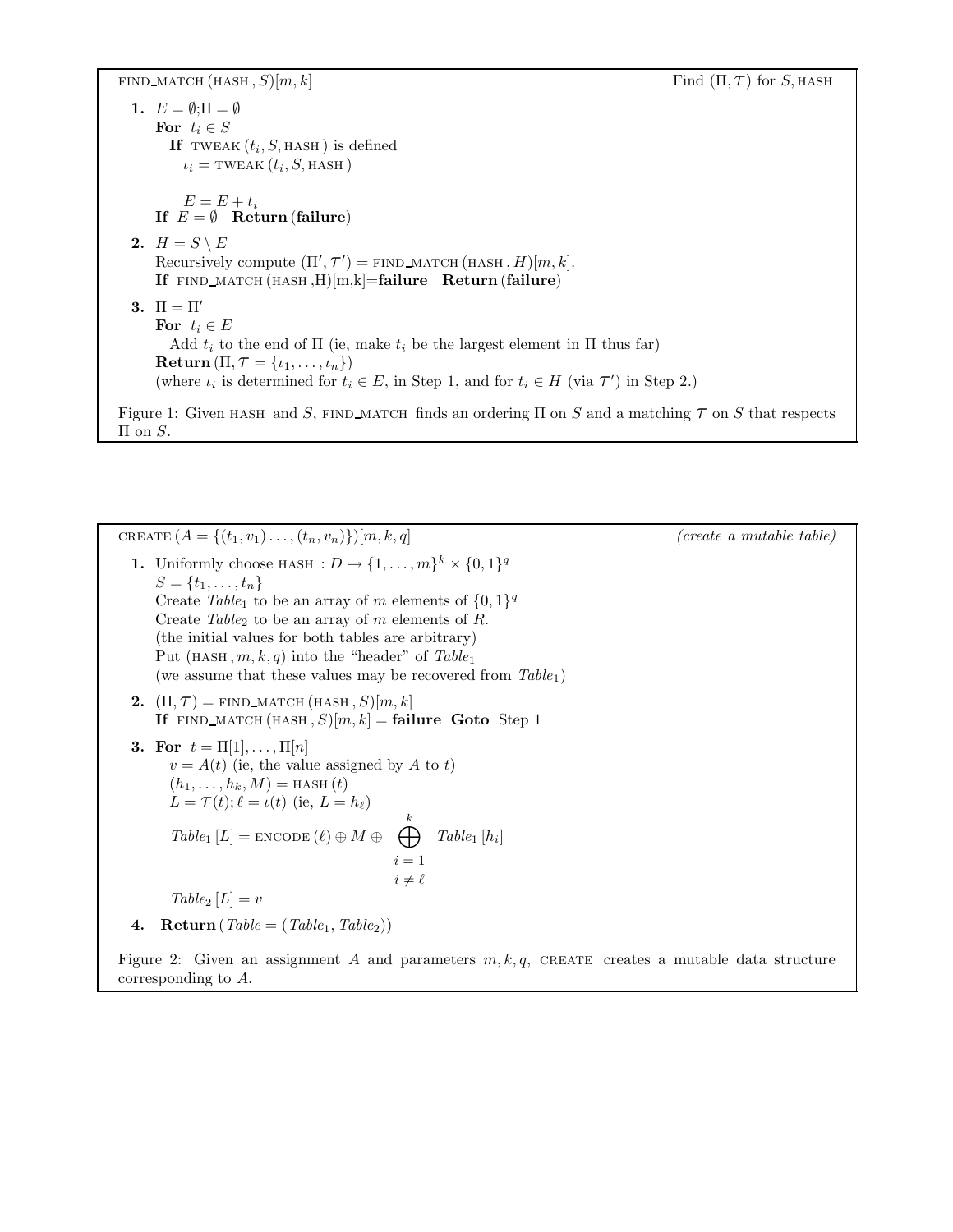FIND_MATCH (HASH , $S$)$[m, k]$ — Find $(\Pi, \mathcal{T})$ for $S$, HASH

1. $E = \emptyset$;$\Pi = \emptyset$
   **For** $t_i \in S$
   **If** TWEAK $(t_i, S, \text{HASH})$ is defined
   $\iota_i = \text{TWEAK}(t_i, S, \text{HASH})$

   $E = E + t_i$
   **If** $E = \emptyset$ **Return (failure)**

2. $H = S \setminus E$
   Recursively compute $(\Pi', \mathcal{T}') = \text{FIND\_MATCH}(\text{HASH}, H)[m, k]$.
   **If** FIND_MATCH (HASH ,H)[m,k]=**failure** **Return (failure)**

3. $\Pi = \Pi'$
   **For** $t_i \in E$
   Add $t_i$ to the end of $\Pi$ (ie, make $t_i$ be the largest element in $\Pi$ thus far)
   **Return** $(\Pi, \mathcal{T} = \{\iota_1, \ldots, \iota_n\})$
   (where $\iota_i$ is determined for $t_i \in E$, in Step 1, and for $t_i \in H$ (via $\mathcal{T}'$) in Step 2.)

Figure 1: Given HASH and $S$, FIND_MATCH finds an ordering $\Pi$ on $S$ and a matching $\mathcal{T}$ on $S$ that respects $\Pi$ on $S$.

---

CREATE $(A = \{(t_1, v_1) \ldots, (t_n, v_n)\})[m, k, q]$ — *(create a mutable table)*

1. Uniformly choose HASH $: D \rightarrow \{1, \ldots, m\}^k \times \{0, 1\}^q$
   $S = \{t_1, \ldots, t_n\}$
   Create $Table_1$ to be an array of $m$ elements of $\{0, 1\}^q$
   Create $Table_2$ to be an array of $m$ elements of $R$.
   (the initial values for both tables are arbitrary)
   Put (HASH $, m, k, q$) into the "header" of $Table_1$
   (we assume that these values may be recovered from $Table_1$)

2. $(\Pi, \mathcal{T}) = \text{FIND\_MATCH}(\text{HASH}, S)[m, k]$
   **If** FIND_MATCH (HASH $, S)[m, k]$ = **failure** **Goto** Step 1

3. **For** $t = \Pi[1], \ldots, \Pi[n]$
   $v = A(t)$ (ie, the value assigned by $A$ to $t$)
   $(h_1, \ldots, h_k, M) = \text{HASH}(t)$
   $L = \mathcal{T}(t); \ell = \iota(t)$ (ie, $L = h_\ell$)
   $$Table_1[L] = \text{ENCODE}(\ell) \oplus M \oplus \bigoplus_{\substack{i=1 \\ i \neq \ell}}^{k} Table_1[h_i]$$
   $Table_2[L] = v$

4. **Return** $(Table = (Table_1, Table_2))$

Figure 2: Given an assignment $A$ and parameters $m, k, q$, CREATE creates a mutable data structure corresponding to $A$.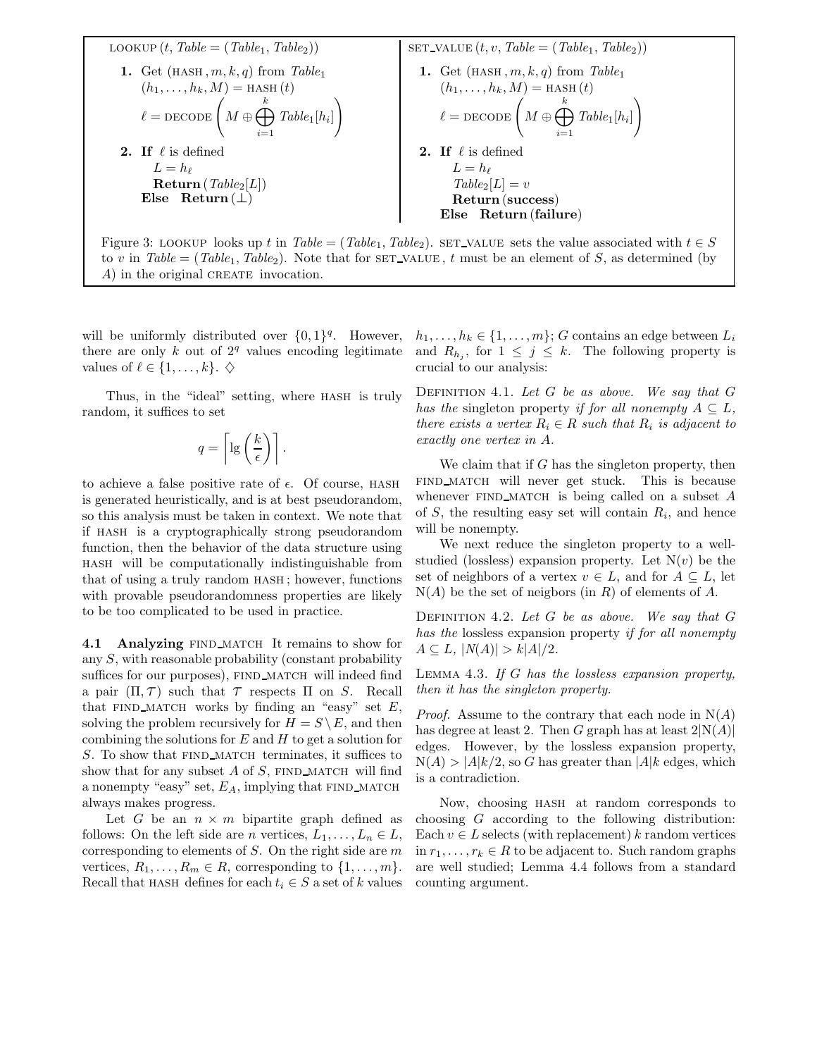LOOKUP $(t, \mathit{Table} = (\mathit{Table}_1, \mathit{Table}_2))$

**1.** Get (HASH $, m, k, q)$ from $\mathit{Table}_1$
$(h_1, \ldots, h_k, M) = $ HASH $(t)$
$\ell = $ DECODE $\left(M \oplus \bigoplus_{i=1}^{k} \mathit{Table}_1[h_i]\right)$

**2.** **If** $\ell$ is defined
$L = h_\ell$
**Return** $(\mathit{Table}_2[L])$
**Else** **Return** $(\perp)$

SET_VALUE $(t, v, \mathit{Table} = (\mathit{Table}_1, \mathit{Table}_2))$

**1.** Get (HASH $, m, k, q)$ from $\mathit{Table}_1$
$(h_1, \ldots, h_k, M) = $ HASH $(t)$
$\ell = $ DECODE $\left(M \oplus \bigoplus_{i=1}^{k} \mathit{Table}_1[h_i]\right)$

**2.** **If** $\ell$ is defined
$L = h_\ell$
$\mathit{Table}_2[L] = v$
**Return** (**success**)
**Else** **Return** (**failure**)

Figure 3: LOOKUP looks up $t$ in $\mathit{Table} = (\mathit{Table}_1, \mathit{Table}_2)$. SET_VALUE sets the value associated with $t \in S$ to $v$ in $\mathit{Table} = (\mathit{Table}_1, \mathit{Table}_2)$. Note that for SET_VALUE, $t$ must be an element of $S$, as determined (by $A$) in the original CREATE invocation.

will be uniformly distributed over $\{0,1\}^q$. However, there are only $k$ out of $2^q$ values encoding legitimate values of $\ell \in \{1, \ldots, k\}$. ♢

Thus, in the "ideal" setting, where HASH is truly random, it suffices to set

$$q = \left\lceil \lg\left(\frac{k}{\epsilon}\right) \right\rceil.$$

to achieve a false positive rate of $\epsilon$. Of course, HASH is generated heuristically, and is at best pseudorandom, so this analysis must be taken in context. We note that if HASH is a cryptographically strong pseudorandom function, then the behavior of the data structure using HASH will be computationally indistinguishable from that of using a truly random HASH; however, functions with provable pseudorandomness properties are likely to be too complicated to be used in practice.

**4.1 Analyzing FIND_MATCH** It remains to show for any $S$, with reasonable probability (constant probability suffices for our purposes), FIND_MATCH will indeed find a pair $(\Pi, \mathcal{T})$ such that $\mathcal{T}$ respects $\Pi$ on $S$. Recall that FIND_MATCH works by finding an "easy" set $E$, solving the problem recursively for $H = S \setminus E$, and then combining the solutions for $E$ and $H$ to get a solution for $S$. To show that FIND_MATCH terminates, it suffices to show that for any subset $A$ of $S$, FIND_MATCH will find a nonempty "easy" set, $E_A$, implying that FIND_MATCH always makes progress.

Let $G$ be an $n \times m$ bipartite graph defined as follows: On the left side are $n$ vertices, $L_1, \ldots, L_n \in L$, corresponding to elements of $S$. On the right side are $m$ vertices, $R_1, \ldots, R_m \in R$, corresponding to $\{1, \ldots, m\}$. Recall that HASH defines for each $t_i \in S$ a set of $k$ values $h_1, \ldots, h_k \in \{1, \ldots, m\}$; $G$ contains an edge between $L_i$ and $R_{h_j}$, for $1 \le j \le k$. The following property is crucial to our analysis:

DEFINITION 4.1. *Let $G$ be as above. We say that $G$ has the* singleton property *if for all nonempty $A \subseteq L$, there exists a vertex $R_i \in R$ such that $R_i$ is adjacent to exactly one vertex in $A$.*

We claim that if $G$ has the singleton property, then FIND_MATCH will never get stuck. This is because whenever FIND_MATCH is being called on a subset $A$ of $S$, the resulting easy set will contain $R_i$, and hence will be nonempty.

We next reduce the singleton property to a well-studied (lossless) expansion property. Let $\mathrm{N}(v)$ be the set of neighbors of a vertex $v \in L$, and for $A \subseteq L$, let $\mathrm{N}(A)$ be the set of neigbors (in $R$) of elements of $A$.

DEFINITION 4.2. *Let $G$ be as above. We say that $G$ has the* lossless expansion property *if for all nonempty $A \subseteq L$, $|N(A)| > k|A|/2$.*

LEMMA 4.3. *If $G$ has the lossless expansion property, then it has the singleton property.*

*Proof.* Assume to the contrary that each node in $\mathrm{N}(A)$ has degree at least 2. Then $G$ graph has at least $2|\mathrm{N}(A)|$ edges. However, by the lossless expansion property, $\mathrm{N}(A) > |A|k/2$, so $G$ has greater than $|A|k$ edges, which is a contradiction.

Now, choosing HASH at random corresponds to choosing $G$ according to the following distribution: Each $v \in L$ selects (with replacement) $k$ random vertices in $r_1, \ldots, r_k \in R$ to be adjacent to. Such random graphs are well studied; Lemma 4.4 follows from a standard counting argument.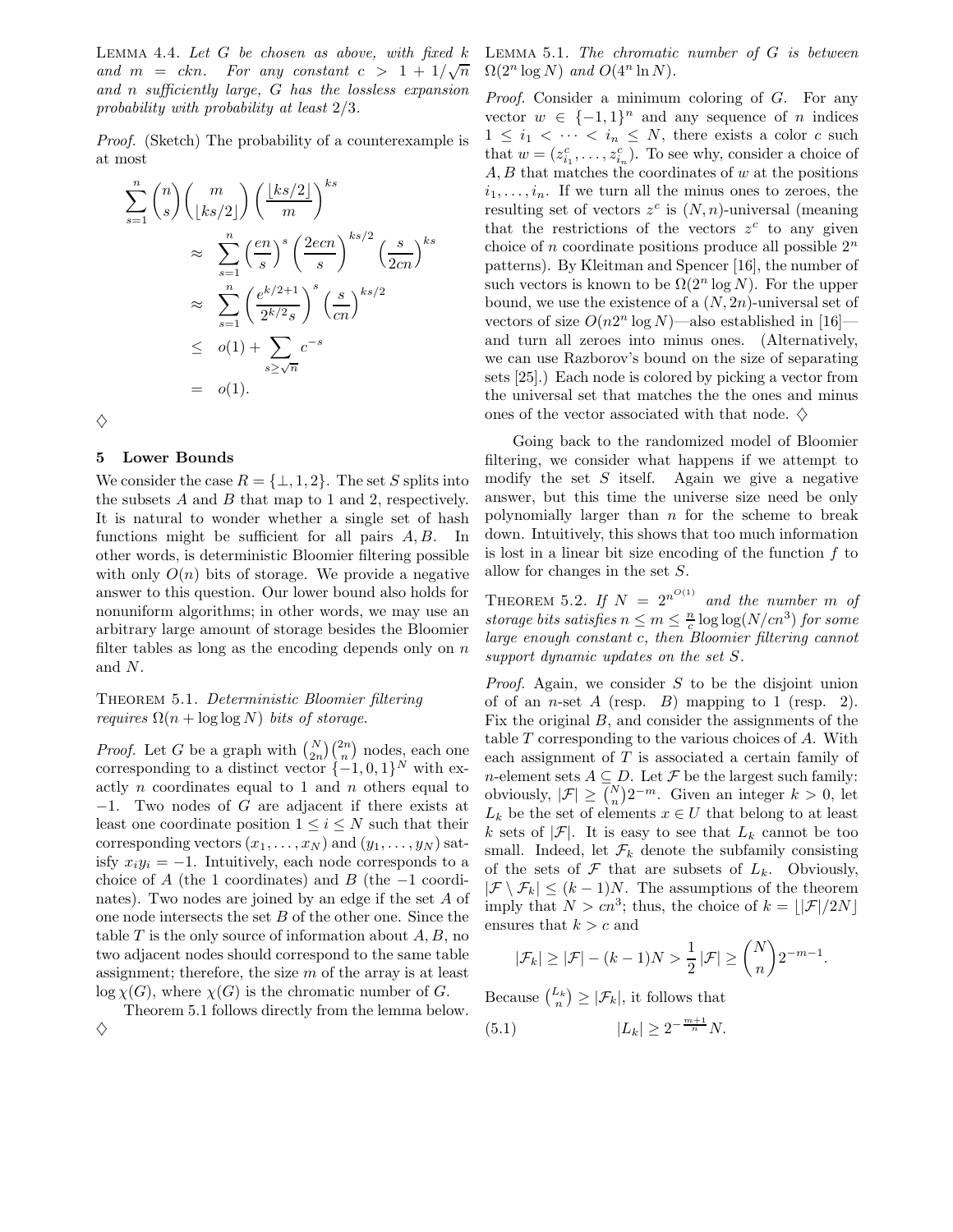LEMMA 4.4. *Let $G$ be chosen as above, with fixed $k$ and $m = ckn$. For any constant $c > 1 + 1/\sqrt{n}$ and $n$ sufficiently large, $G$ has the lossless expansion probability with probability at least $2/3$.*

*Proof.* (Sketch) The probability of a counterexample is at most

$$
\begin{aligned}
\sum_{s=1}^{n} \binom{n}{s} \binom{m}{\lfloor ks/2 \rfloor} \left( \frac{\lfloor ks/2 \rfloor}{m} \right)^{ks} &\approx \sum_{s=1}^{n} \left( \frac{en}{s} \right)^{s} \left( \frac{2ecn}{s} \right)^{ks/2} \left( \frac{s}{2cn} \right)^{ks} \\
&\approx \sum_{s=1}^{n} \left( \frac{e^{k/2+1}}{2^{k/2} s} \right)^{s} \left( \frac{s}{cn} \right)^{ks/2} \\
&\leq o(1) + \sum_{s \geq \sqrt{n}} c^{-s} \\
&= o(1).
\end{aligned}
$$

♢

## 5 Lower Bounds

We consider the case $R = \{\perp, 1, 2\}$. The set $S$ splits into the subsets $A$ and $B$ that map to 1 and 2, respectively. It is natural to wonder whether a single set of hash functions might be sufficient for all pairs $A, B$. In other words, is deterministic Bloomier filtering possible with only $O(n)$ bits of storage. We provide a negative answer to this question. Our lower bound also holds for nonuniform algorithms; in other words, we may use an arbitrary large amount of storage besides the Bloomier filter tables as long as the encoding depends only on $n$ and $N$.

THEOREM 5.1. *Deterministic Bloomier filtering requires $\Omega(n + \log \log N)$ bits of storage.*

*Proof.* Let $G$ be a graph with $\binom{N}{2n}\binom{2n}{n}$ nodes, each one corresponding to a distinct vector $\{-1, 0, 1\}^N$ with exactly $n$ coordinates equal to 1 and $n$ others equal to $-1$. Two nodes of $G$ are adjacent if there exists at least one coordinate position $1 \leq i \leq N$ such that their corresponding vectors $(x_1, \ldots, x_N)$ and $(y_1, \ldots, y_N)$ satisfy $x_i y_i = -1$. Intuitively, each node corresponds to a choice of $A$ (the 1 coordinates) and $B$ (the $-1$ coordinates). Two nodes are joined by an edge if the set $A$ of one node intersects the set $B$ of the other one. Since the table $T$ is the only source of information about $A, B$, no two adjacent nodes should correspond to the same table assignment; therefore, the size $m$ of the array is at least $\log \chi(G)$, where $\chi(G)$ is the chromatic number of $G$.

Theorem 5.1 follows directly from the lemma below. ♢

LEMMA 5.1. *The chromatic number of $G$ is between $\Omega(2^n \log N)$ and $O(4^n \ln N)$.*

*Proof.* Consider a minimum coloring of $G$. For any vector $w \in \{-1, 1\}^n$ and any sequence of $n$ indices $1 \leq i_1 < \cdots < i_n \leq N$, there exists a color $c$ such that $w = (z_{i_1}^c, \ldots, z_{i_n}^c)$. To see why, consider a choice of $A, B$ that matches the coordinates of $w$ at the positions $i_1, \ldots, i_n$. If we turn all the minus ones to zeroes, the resulting set of vectors $z^c$ is $(N, n)$-universal (meaning that the restrictions of the vectors $z^c$ to any given choice of $n$ coordinate positions produce all possible $2^n$ patterns). By Kleitman and Spencer [16], the number of such vectors is known to be $\Omega(2^n \log N)$. For the upper bound, we use the existence of a $(N, 2n)$-universal set of vectors of size $O(n 2^n \log N)$—also established in [16]—and turn all zeroes into minus ones. (Alternatively, we can use Razborov's bound on the size of separating sets [25].) Each node is colored by picking a vector from the universal set that matches the the ones and minus ones of the vector associated with that node. ♢

Going back to the randomized model of Bloomier filtering, we consider what happens if we attempt to modify the set $S$ itself. Again we give a negative answer, but this time the universe size need be only polynomially larger than $n$ for the scheme to break down. Intuitively, this shows that too much information is lost in a linear bit size encoding of the function $f$ to allow for changes in the set $S$.

THEOREM 5.2. *If $N = 2^{n^{O(1)}}$ and the number $m$ of storage bits satisfies $n \leq m \leq \frac{n}{c} \log \log(N/cn^3)$ for some large enough constant $c$, then Bloomier filtering cannot support dynamic updates on the set $S$.*

*Proof.* Again, we consider $S$ to be the disjoint union of of an $n$-set $A$ (resp. $B$) mapping to 1 (resp. 2). Fix the original $B$, and consider the assignments of the table $T$ corresponding to the various choices of $A$. With each assignment of $T$ is associated a certain family of $n$-element sets $A \subseteq D$. Let $\mathcal{F}$ be the largest such family: obviously, $|\mathcal{F}| \geq \binom{N}{n} 2^{-m}$. Given an integer $k > 0$, let $L_k$ be the set of elements $x \in U$ that belong to at least $k$ sets of $|\mathcal{F}|$. It is easy to see that $L_k$ cannot be too small. Indeed, let $\mathcal{F}_k$ denote the subfamily consisting of the sets of $\mathcal{F}$ that are subsets of $L_k$. Obviously, $|\mathcal{F} \setminus \mathcal{F}_k| \leq (k-1)N$. The assumptions of the theorem imply that $N > cn^3$; thus, the choice of $k = \lfloor |\mathcal{F}|/2N \rfloor$ ensures that $k > c$ and

$$
|\mathcal{F}_k| \geq |\mathcal{F}| - (k-1)N > \frac{1}{2} |\mathcal{F}| \geq \binom{N}{n} 2^{-m-1}.
$$

Because $\binom{L_k}{n} \geq |\mathcal{F}_k|$, it follows that

$$
|L_k| \geq 2^{-\frac{m+1}{n}} N. \tag{5.1}
$$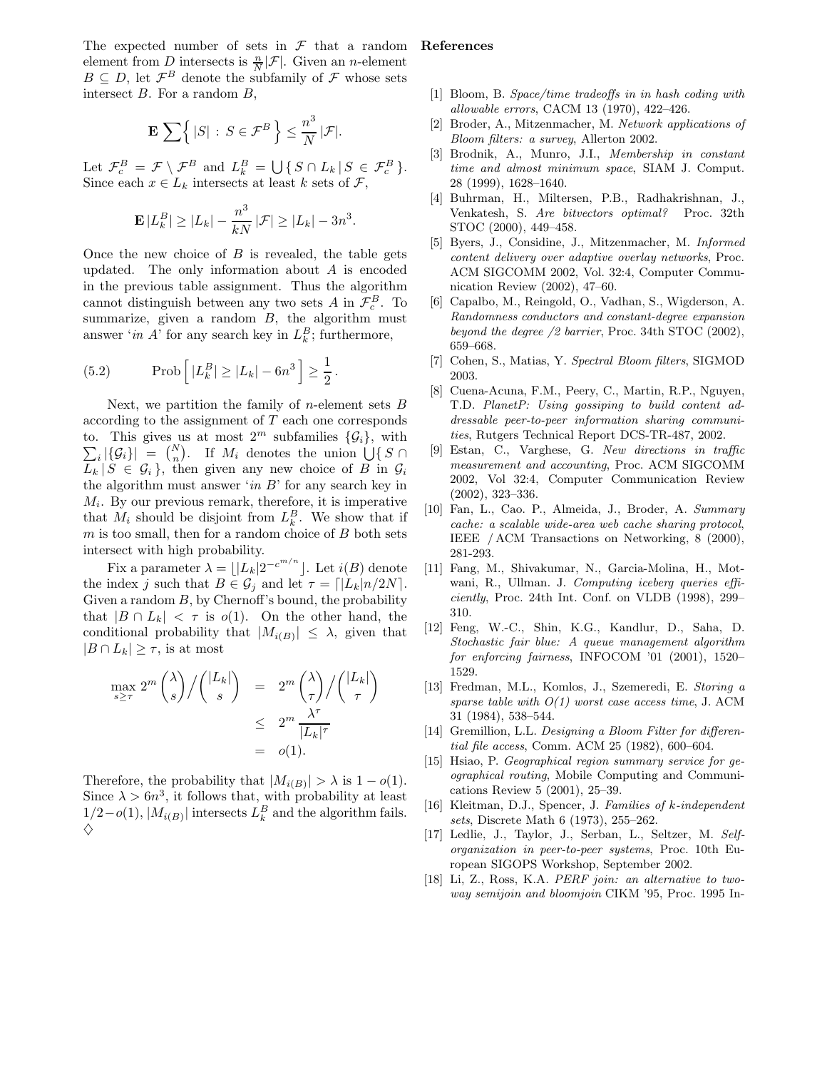The expected number of sets in $\mathcal{F}$ that a random element from $D$ intersects is $\frac{n}{N}|\mathcal{F}|$. Given an $n$-element $B \subseteq D$, let $\mathcal{F}^B$ denote the subfamily of $\mathcal{F}$ whose sets intersect $B$. For a random $B$,

$$\mathbf{E} \sum \Big\{ \, |S| \, : \, S \in \mathcal{F}^B \, \Big\} \leq \frac{n^3}{N} \, |\mathcal{F}|.$$

Let $\mathcal{F}_c^B = \mathcal{F} \setminus \mathcal{F}^B$ and $L_k^B = \bigcup \{ \, S \cap L_k \, | \, S \in \mathcal{F}_c^B \, \}$. Since each $x \in L_k$ intersects at least $k$ sets of $\mathcal{F}$,

$$\mathbf{E} \, |L_k^B| \geq |L_k| - \frac{n^3}{kN} \, |\mathcal{F}| \geq |L_k| - 3n^3.$$

Once the new choice of $B$ is revealed, the table gets updated. The only information about $A$ is encoded in the previous table assignment. Thus the algorithm cannot distinguish between any two sets $A$ in $\mathcal{F}_c^B$. To summarize, given a random $B$, the algorithm must answer '*in A*' for any search key in $L_k^B$; furthermore,

$$\text{(5.2)} \qquad \text{Prob} \Big[ \, |L_k^B| \geq |L_k| - 6n^3 \, \Big] \geq \frac{1}{2} \, .$$

Next, we partition the family of $n$-element sets $B$ according to the assignment of $T$ each one corresponds to. This gives us at most $2^m$ subfamilies $\{\mathcal{G}_i\}$, with $\sum_i |\{\mathcal{G}_i\}| = \binom{N}{n}$. If $M_i$ denotes the union $\bigcup \{ \, S \cap L_k \, | \, S \in \mathcal{G}_i \, \}$, then given any new choice of $B$ in $\mathcal{G}_i$ the algorithm must answer '*in B*' for any search key in $M_i$. By our previous remark, therefore, it is imperative that $M_i$ should be disjoint from $L_k^B$. We show that if $m$ is too small, then for a random choice of $B$ both sets intersect with high probability.

Fix a parameter $\lambda = \lfloor |L_k| 2^{-c^{m/n}} \rfloor$. Let $i(B)$ denote the index $j$ such that $B \in \mathcal{G}_j$ and let $\tau = \lceil |L_k| n / 2N \rceil$. Given a random $B$, by Chernoff's bound, the probability that $|B \cap L_k| < \tau$ is $o(1)$. On the other hand, the conditional probability that $|M_{i(B)}| \leq \lambda$, given that $|B \cap L_k| \geq \tau$, is at most

$$\begin{aligned}
\max_{s \geq \tau} 2^m \binom{\lambda}{s} \Big/ \binom{|L_k|}{s} &= 2^m \binom{\lambda}{\tau} \Big/ \binom{|L_k|}{\tau} \\
&\leq 2^m \, \frac{\lambda^\tau}{|L_k|^\tau} \\
&= o(1).
\end{aligned}$$

Therefore, the probability that $|M_{i(B)}| > \lambda$ is $1 - o(1)$. Since $\lambda > 6n^3$, it follows that, with probability at least $1/2 - o(1)$, $|M_{i(B)}|$ intersects $L_k^B$ and the algorithm fails. $\diamondsuit$

## References

[1] Bloom, B. *Space/time tradeoffs in in hash coding with allowable errors*, CACM 13 (1970), 422–426.

[2] Broder, A., Mitzenmacher, M. *Network applications of Bloom filters: a survey*, Allerton 2002.

[3] Brodnik, A., Munro, J.I., *Membership in constant time and almost minimum space*, SIAM J. Comput. 28 (1999), 1628–1640.

[4] Buhrman, H., Miltersen, P.B., Radhakrishnan, J., Venkatesh, S. *Are bitvectors optimal?* Proc. 32th STOC (2000), 449–458.

[5] Byers, J., Considine, J., Mitzenmacher, M. *Informed content delivery over adaptive overlay networks*, Proc. ACM SIGCOMM 2002, Vol. 32:4, Computer Communication Review (2002), 47–60.

[6] Capalbo, M., Reingold, O., Vadhan, S., Wigderson, A. *Randomness conductors and constant-degree expansion beyond the degree /2 barrier*, Proc. 34th STOC (2002), 659–668.

[7] Cohen, S., Matias, Y. *Spectral Bloom filters*, SIGMOD 2003.

[8] Cuena-Acuna, F.M., Peery, C., Martin, R.P., Nguyen, T.D. *PlanetP: Using gossiping to build content addressable peer-to-peer information sharing communities*, Rutgers Technical Report DCS-TR-487, 2002.

[9] Estan, C., Varghese, G. *New directions in traffic measurement and accounting*, Proc. ACM SIGCOMM 2002, Vol 32:4, Computer Communication Review (2002), 323–336.

[10] Fan, L., Cao. P., Almeida, J., Broder, A. *Summary cache: a scalable wide-area web cache sharing protocol*, IEEE / ACM Transactions on Networking, 8 (2000), 281-293.

[11] Fang, M., Shivakumar, N., Garcia-Molina, H., Motwani, R., Ullman. J. *Computing iceberg queries efficiently*, Proc. 24th Int. Conf. on VLDB (1998), 299–310.

[12] Feng, W.-C., Shin, K.G., Kandlur, D., Saha, D. *Stochastic fair blue: A queue management algorithm for enforcing fairness*, INFOCOM '01 (2001), 1520–1529.

[13] Fredman, M.L., Komlos, J., Szemeredi, E. *Storing a sparse table with O(1) worst case access time*, J. ACM 31 (1984), 538–544.

[14] Gremillion, L.L. *Designing a Bloom Filter for differential file access*, Comm. ACM 25 (1982), 600–604.

[15] Hsiao, P. *Geographical region summary service for geographical routing*, Mobile Computing and Communications Review 5 (2001), 25–39.

[16] Kleitman, D.J., Spencer, J. *Families of k-independent sets*, Discrete Math 6 (1973), 255–262.

[17] Ledlie, J., Taylor, J., Serban, L., Seltzer, M. *Self-organization in peer-to-peer systems*, Proc. 10th European SIGOPS Workshop, September 2002.

[18] Li, Z., Ross, K.A. *PERF join: an alternative to two-way semijoin and bloomjoin* CIKM '95, Proc. 1995 In-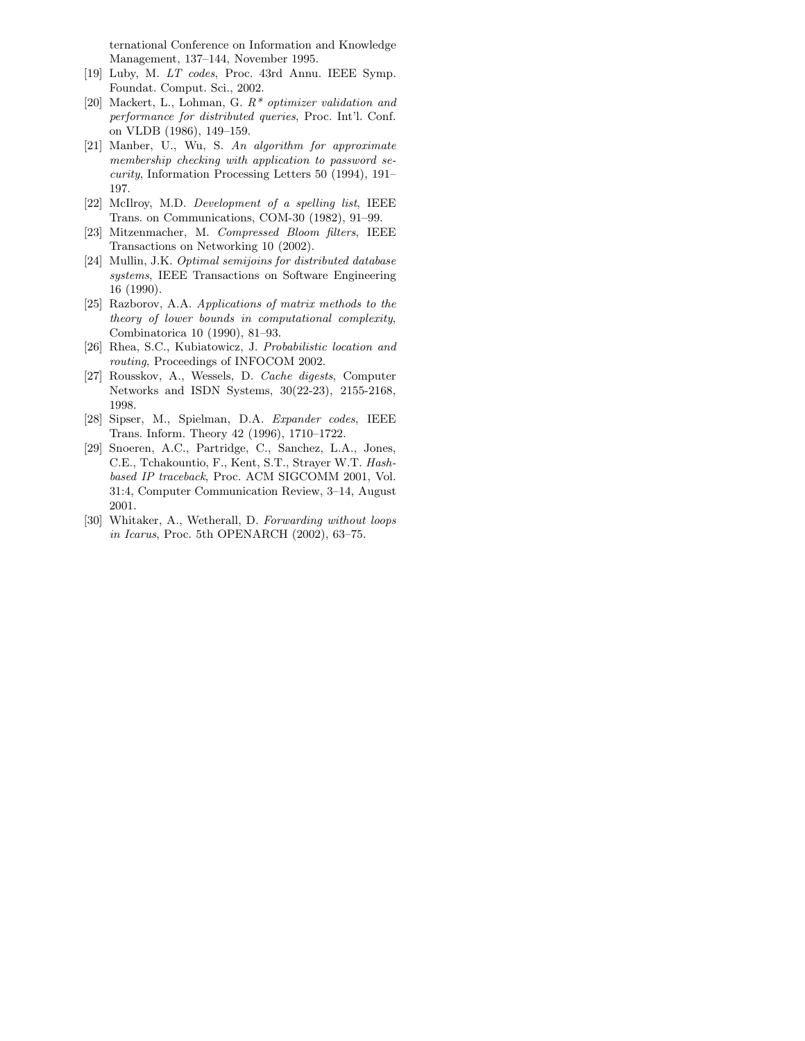ternational Conference on Information and Knowledge Management, 137–144, November 1995.

[19] Luby, M. *LT codes*, Proc. 43rd Annu. IEEE Symp. Foundat. Comput. Sci., 2002.

[20] Mackert, L., Lohman, G. *R\* optimizer validation and performance for distributed queries*, Proc. Int'l. Conf. on VLDB (1986), 149–159.

[21] Manber, U., Wu, S. *An algorithm for approximate membership checking with application to password security*, Information Processing Letters 50 (1994), 191–197.

[22] McIlroy, M.D. *Development of a spelling list*, IEEE Trans. on Communications, COM-30 (1982), 91–99.

[23] Mitzenmacher, M. *Compressed Bloom filters*, IEEE Transactions on Networking 10 (2002).

[24] Mullin, J.K. *Optimal semijoins for distributed database systems*, IEEE Transactions on Software Engineering 16 (1990).

[25] Razborov, A.A. *Applications of matrix methods to the theory of lower bounds in computational complexity*, Combinatorica 10 (1990), 81–93.

[26] Rhea, S.C., Kubiatowicz, J. *Probabilistic location and routing*, Proceedings of INFOCOM 2002.

[27] Rousskov, A., Wessels, D. *Cache digests*, Computer Networks and ISDN Systems, 30(22-23), 2155-2168, 1998.

[28] Sipser, M., Spielman, D.A. *Expander codes*, IEEE Trans. Inform. Theory 42 (1996), 1710–1722.

[29] Snoeren, A.C., Partridge, C., Sanchez, L.A., Jones, C.E., Tchakountio, F., Kent, S.T., Strayer W.T. *Hash-based IP traceback*, Proc. ACM SIGCOMM 2001, Vol. 31:4, Computer Communication Review, 3–14, August 2001.

[30] Whitaker, A., Wetherall, D. *Forwarding without loops in Icarus*, Proc. 5th OPENARCH (2002), 63–75.